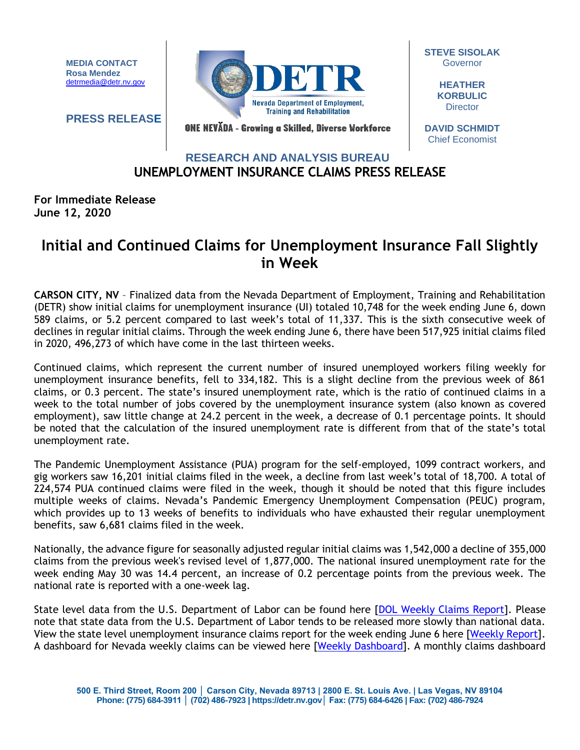**MEDIA CONTACT**
**Rosa Mendez**
detrmedia@detr.nv.gov

**PRESS RELEASE**

DETR
Nevada Department of Employment, Training and Rehabilitation

ONE NEVĂDA - Growing a Skilled, Diverse Workforce

**STEVE SISOLAK**
Governor

**HEATHER KORBULIC**
Director

**DAVID SCHMIDT**
Chief Economist

**RESEARCH AND ANALYSIS BUREAU**
**UNEMPLOYMENT INSURANCE CLAIMS PRESS RELEASE**

**For Immediate Release**
**June 12, 2020**

# Initial and Continued Claims for Unemployment Insurance Fall Slightly in Week

**CARSON CITY, NV** – Finalized data from the Nevada Department of Employment, Training and Rehabilitation (DETR) show initial claims for unemployment insurance (UI) totaled 10,748 for the week ending June 6, down 589 claims, or 5.2 percent compared to last week's total of 11,337. This is the sixth consecutive week of declines in regular initial claims. Through the week ending June 6, there have been 517,925 initial claims filed in 2020, 496,273 of which have come in the last thirteen weeks.

Continued claims, which represent the current number of insured unemployed workers filing weekly for unemployment insurance benefits, fell to 334,182. This is a slight decline from the previous week of 861 claims, or 0.3 percent. The state's insured unemployment rate, which is the ratio of continued claims in a week to the total number of jobs covered by the unemployment insurance system (also known as covered employment), saw little change at 24.2 percent in the week, a decrease of 0.1 percentage points. It should be noted that the calculation of the insured unemployment rate is different from that of the state's total unemployment rate.

The Pandemic Unemployment Assistance (PUA) program for the self-employed, 1099 contract workers, and gig workers saw 16,201 initial claims filed in the week, a decline from last week's total of 18,700. A total of 224,574 PUA continued claims were filed in the week, though it should be noted that this figure includes multiple weeks of claims. Nevada's Pandemic Emergency Unemployment Compensation (PEUC) program, which provides up to 13 weeks of benefits to individuals who have exhausted their regular unemployment benefits, saw 6,681 claims filed in the week.

Nationally, the advance figure for seasonally adjusted regular initial claims was 1,542,000 a decline of 355,000 claims from the previous week's revised level of 1,877,000. The national insured unemployment rate for the week ending May 30 was 14.4 percent, an increase of 0.2 percentage points from the previous week. The national rate is reported with a one-week lag.

State level data from the U.S. Department of Labor can be found here [DOL Weekly Claims Report]. Please note that state data from the U.S. Department of Labor tends to be released more slowly than national data. View the state level unemployment insurance claims report for the week ending June 6 here [Weekly Report]. A dashboard for Nevada weekly claims can be viewed here [Weekly Dashboard]. A monthly claims dashboard

500 E. Third Street, Room 200 | Carson City, Nevada 89713 | 2800 E. St. Louis Ave. | Las Vegas, NV 89104
Phone: (775) 684-3911 | (702) 486-7923 | https://detr.nv.gov | Fax: (775) 684-6426 | Fax: (702) 486-7924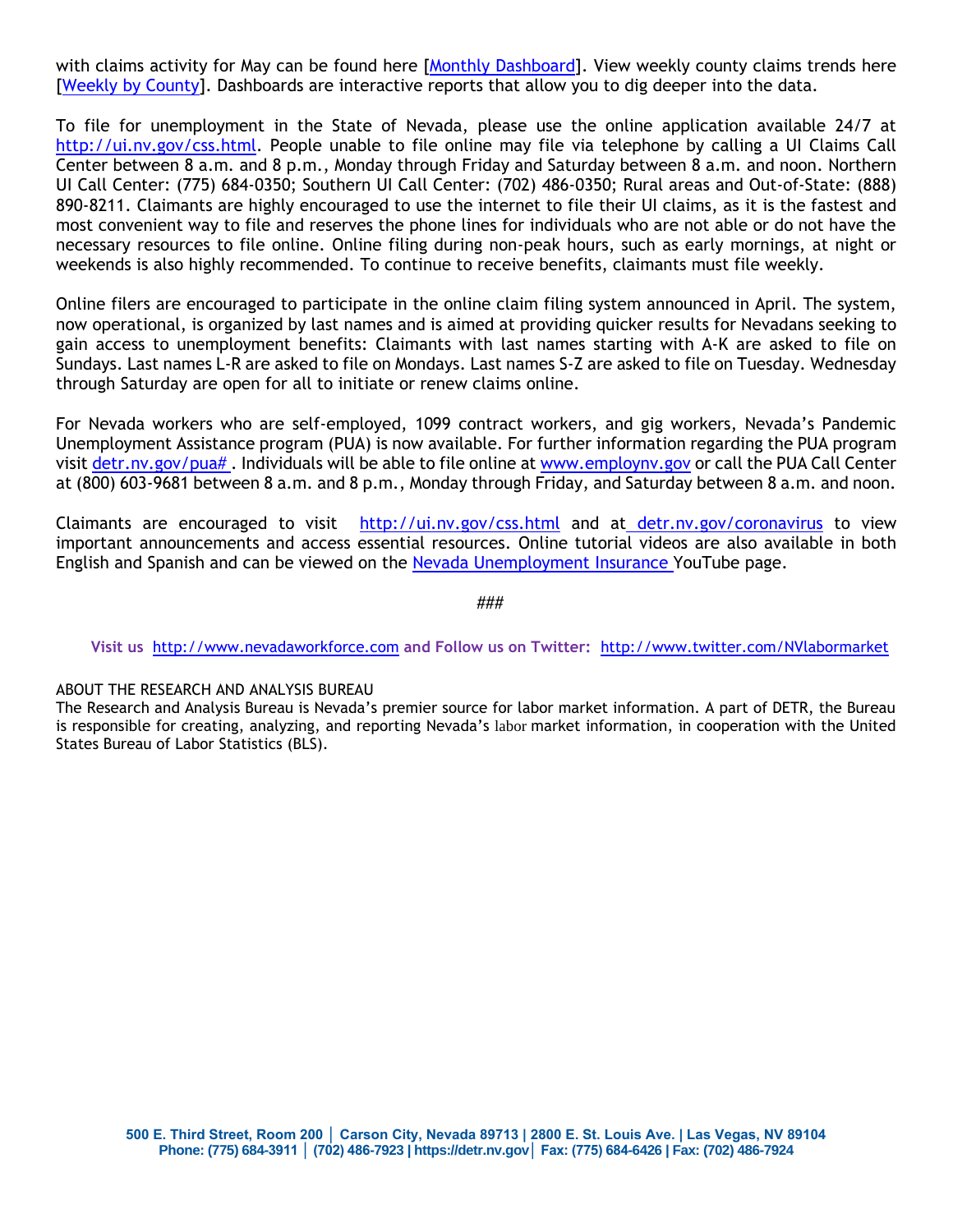with claims activity for May can be found here [Monthly Dashboard]. View weekly county claims trends here [Weekly by County]. Dashboards are interactive reports that allow you to dig deeper into the data.

To file for unemployment in the State of Nevada, please use the online application available 24/7 at http://ui.nv.gov/css.html. People unable to file online may file via telephone by calling a UI Claims Call Center between 8 a.m. and 8 p.m., Monday through Friday and Saturday between 8 a.m. and noon. Northern UI Call Center: (775) 684-0350; Southern UI Call Center: (702) 486-0350; Rural areas and Out-of-State: (888) 890-8211. Claimants are highly encouraged to use the internet to file their UI claims, as it is the fastest and most convenient way to file and reserves the phone lines for individuals who are not able or do not have the necessary resources to file online. Online filing during non-peak hours, such as early mornings, at night or weekends is also highly recommended. To continue to receive benefits, claimants must file weekly.

Online filers are encouraged to participate in the online claim filing system announced in April. The system, now operational, is organized by last names and is aimed at providing quicker results for Nevadans seeking to gain access to unemployment benefits: Claimants with last names starting with A-K are asked to file on Sundays. Last names L-R are asked to file on Mondays. Last names S-Z are asked to file on Tuesday. Wednesday through Saturday are open for all to initiate or renew claims online.

For Nevada workers who are self-employed, 1099 contract workers, and gig workers, Nevada's Pandemic Unemployment Assistance program (PUA) is now available. For further information regarding the PUA program visit detr.nv.gov/pua# . Individuals will be able to file online at www.employnv.gov or call the PUA Call Center at (800) 603-9681 between 8 a.m. and 8 p.m., Monday through Friday, and Saturday between 8 a.m. and noon.

Claimants are encouraged to visit http://ui.nv.gov/css.html and at detr.nv.gov/coronavirus to view important announcements and access essential resources. Online tutorial videos are also available in both English and Spanish and can be viewed on the Nevada Unemployment Insurance YouTube page.

###

**Visit us** http://www.nevadaworkforce.com **and Follow us on Twitter:** http://www.twitter.com/NVlabormarket

ABOUT THE RESEARCH AND ANALYSIS BUREAU

The Research and Analysis Bureau is Nevada's premier source for labor market information. A part of DETR, the Bureau is responsible for creating, analyzing, and reporting Nevada's labor market information, in cooperation with the United States Bureau of Labor Statistics (BLS).

**500 E. Third Street, Room 200 │ Carson City, Nevada 89713 | 2800 E. St. Louis Ave. | Las Vegas, NV 89104**
**Phone: (775) 684-3911 │ (702) 486-7923 | https://detr.nv.gov│ Fax: (775) 684-6426 | Fax: (702) 486-7924**